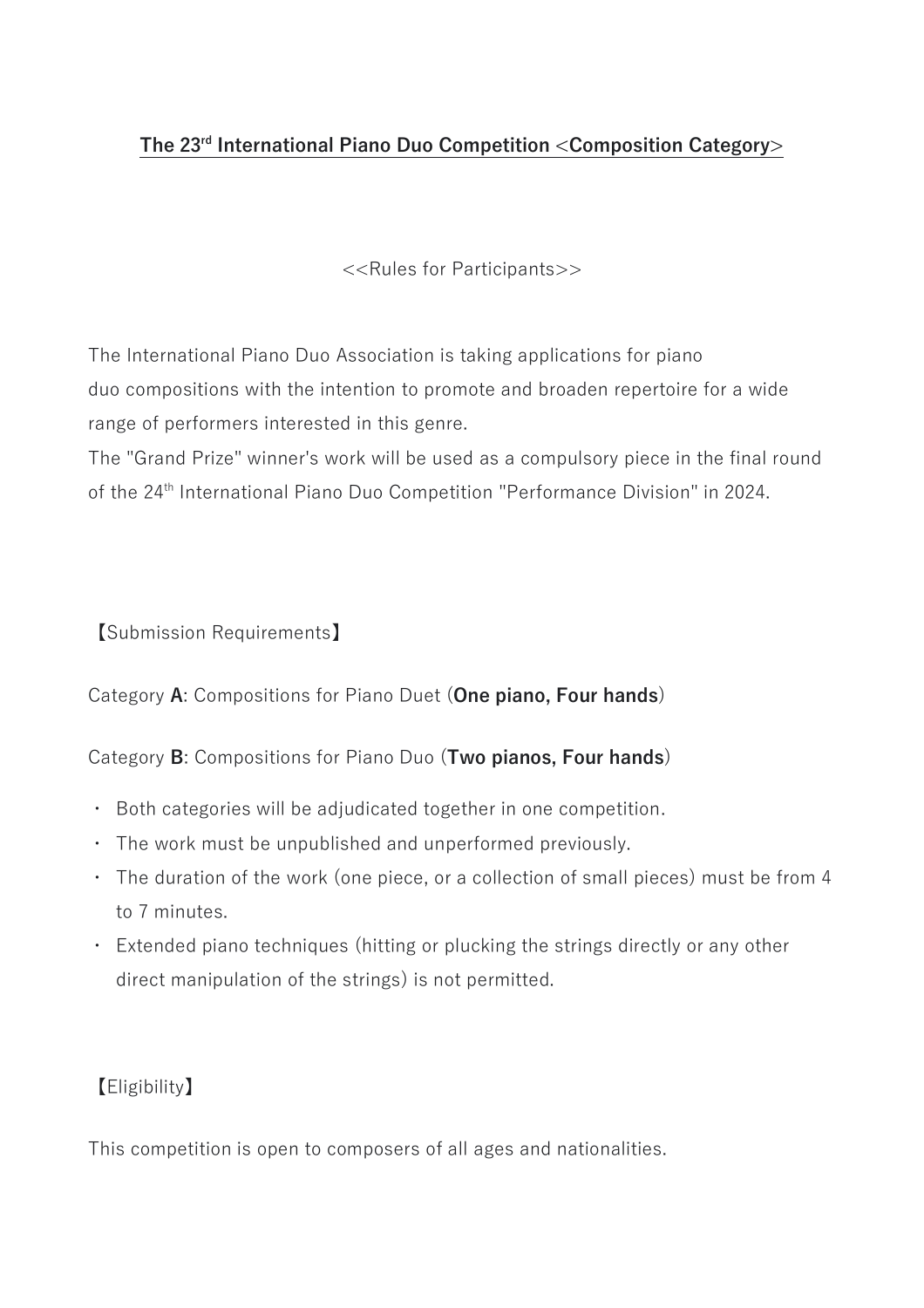# The 23rd International Piano Duo Competition <Composition Category>

<<Rules for Participants>>

The International Piano Duo Association is taking applications for piano duo compositions with the intention to promote and broaden repertoire for a wide range of performers interested in this genre.
The "Grand Prize" winner's work will be used as a compulsory piece in the final round of the 24th International Piano Duo Competition "Performance Division" in 2024.

【Submission Requirements】

Category **A**: Compositions for Piano Duet (**One piano, Four hands**)

Category **B**: Compositions for Piano Duo (**Two pianos, Four hands**)

- Both categories will be adjudicated together in one competition.
- The work must be unpublished and unperformed previously.
- The duration of the work (one piece, or a collection of small pieces) must be from 4 to 7 minutes.
- Extended piano techniques (hitting or plucking the strings directly or any other direct manipulation of the strings) is not permitted.

【Eligibility】

This competition is open to composers of all ages and nationalities.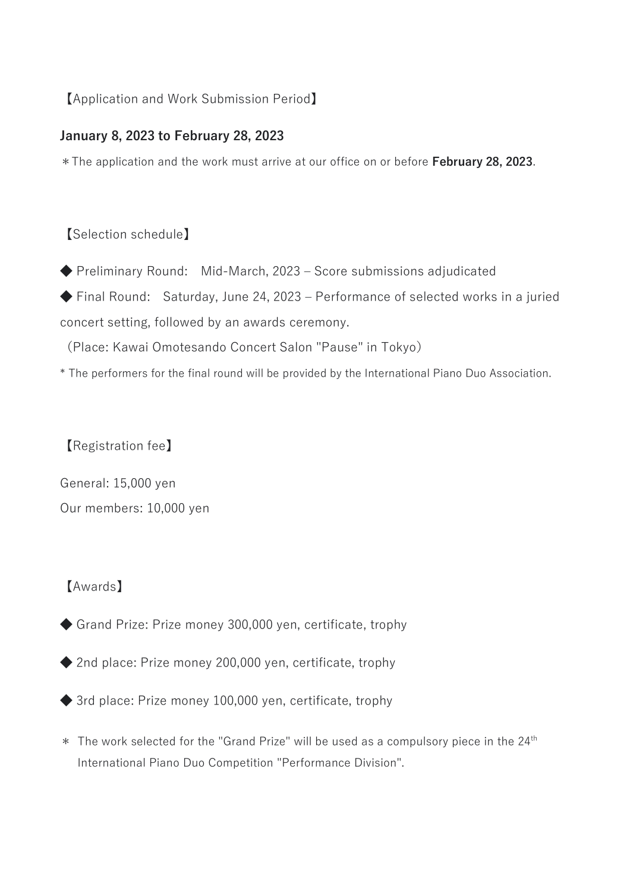【Application and Work Submission Period】

**January 8, 2023 to February 28, 2023**

＊The application and the work must arrive at our office on or before **February 28, 2023**.

【Selection schedule】

◆ Preliminary Round:　Mid-March, 2023 – Score submissions adjudicated

◆ Final Round:　Saturday, June 24, 2023 – Performance of selected works in a juried concert setting, followed by an awards ceremony.

（Place: Kawai Omotesando Concert Salon "Pause" in Tokyo）

* The performers for the final round will be provided by the International Piano Duo Association.

【Registration fee】

General: 15,000 yen

Our members: 10,000 yen

【Awards】

◆ Grand Prize: Prize money 300,000 yen, certificate, trophy

◆ 2nd place: Prize money 200,000 yen, certificate, trophy

◆ 3rd place: Prize money 100,000 yen, certificate, trophy

＊ The work selected for the "Grand Prize" will be used as a compulsory piece in the 24th International Piano Duo Competition "Performance Division".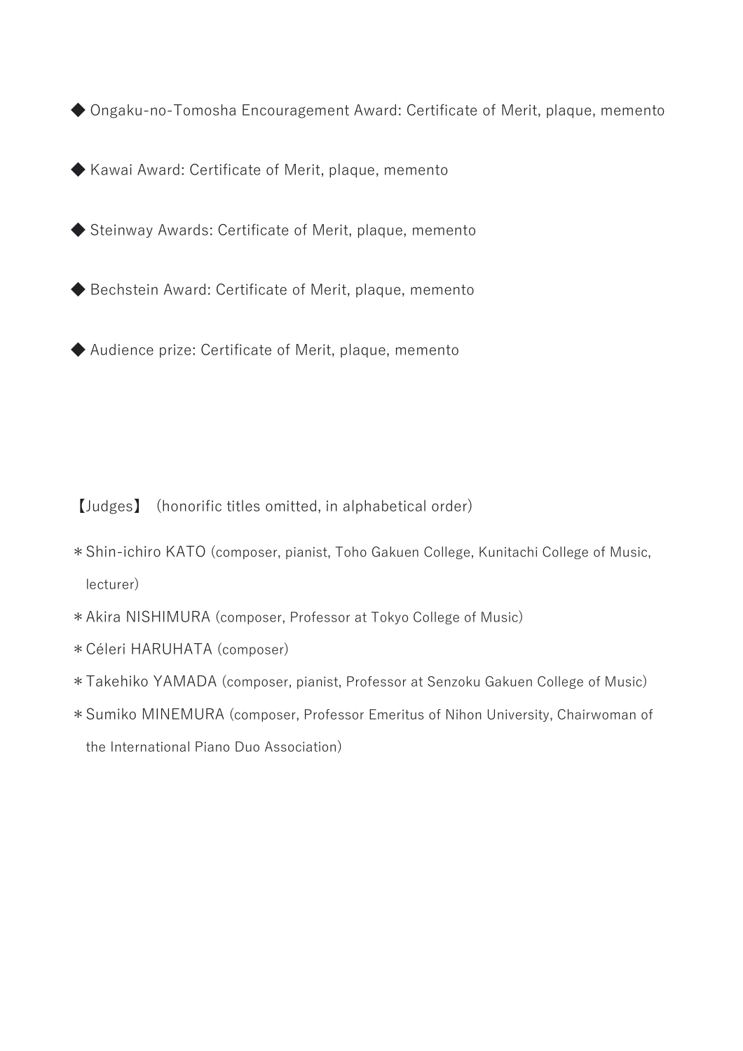◆ Ongaku-no-Tomosha Encouragement Award: Certificate of Merit, plaque, memento

◆ Kawai Award: Certificate of Merit, plaque, memento

◆ Steinway Awards: Certificate of Merit, plaque, memento

◆ Bechstein Award: Certificate of Merit, plaque, memento

◆ Audience prize: Certificate of Merit, plaque, memento

【Judges】 (honorific titles omitted, in alphabetical order)

＊Shin-ichiro KATO (composer, pianist, Toho Gakuen College, Kunitachi College of Music, lecturer)

＊Akira NISHIMURA (composer, Professor at Tokyo College of Music)

＊Céleri HARUHATA (composer)

＊Takehiko YAMADA (composer, pianist, Professor at Senzoku Gakuen College of Music)

＊Sumiko MINEMURA (composer, Professor Emeritus of Nihon University, Chairwoman of the International Piano Duo Association)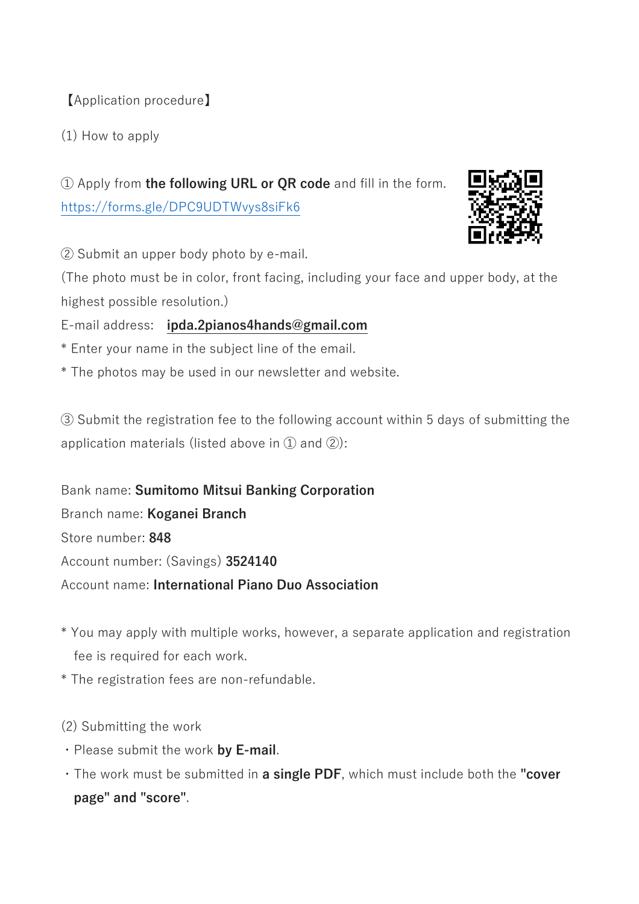【Application procedure】

(1) How to apply

① Apply from **the following URL or QR code** and fill in the form.
https://forms.gle/DPC9UDTWvys8siFk6

② Submit an upper body photo by e-mail.
(The photo must be in color, front facing, including your face and upper body, at the highest possible resolution.)
E-mail address: **ipda.2pianos4hands@gmail.com**
* Enter your name in the subject line of the email.
* The photos may be used in our newsletter and website.

③ Submit the registration fee to the following account within 5 days of submitting the application materials (listed above in ① and ②):

Bank name: **Sumitomo Mitsui Banking Corporation**
Branch name: **Koganei Branch**
Store number: **848**
Account number: (Savings) **3524140**
Account name: **International Piano Duo Association**

* You may apply with multiple works, however, a separate application and registration fee is required for each work.
* The registration fees are non-refundable.

(2) Submitting the work

・Please submit the work **by E-mail**.
・The work must be submitted in **a single PDF**, which must include both the **"cover page" and "score"**.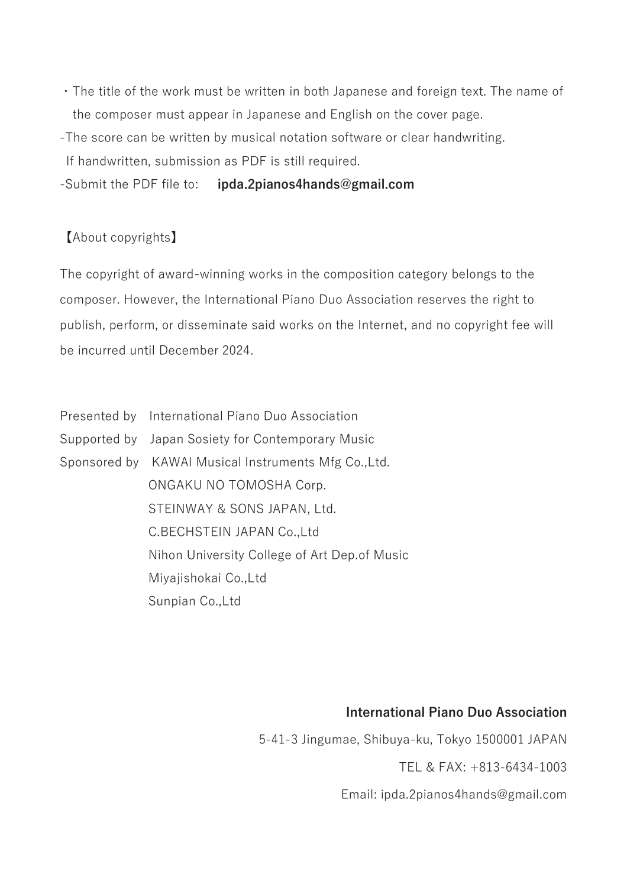・The title of the work must be written in both Japanese and foreign text. The name of the composer must appear in Japanese and English on the cover page.

-The score can be written by musical notation software or clear handwriting.
 If handwritten, submission as PDF is still required.

-Submit the PDF file to: **ipda.2pianos4hands@gmail.com**

【About copyrights】

The copyright of award-winning works in the composition category belongs to the composer. However, the International Piano Duo Association reserves the right to publish, perform, or disseminate said works on the Internet, and no copyright fee will be incurred until December 2024.

Presented by International Piano Duo Association
Supported by Japan Sosiety for Contemporary Music
Sponsored by KAWAI Musical Instruments Mfg Co.,Ltd.
ONGAKU NO TOMOSHA Corp.
STEINWAY & SONS JAPAN, Ltd.
C.BECHSTEIN JAPAN Co.,Ltd
Nihon University College of Art Dep.of Music
Miyajishokai Co.,Ltd
Sunpian Co.,Ltd

**International Piano Duo Association**

5-41-3 Jingumae, Shibuya-ku, Tokyo 1500001 JAPAN

TEL & FAX: +813-6434-1003

Email: ipda.2pianos4hands@gmail.com